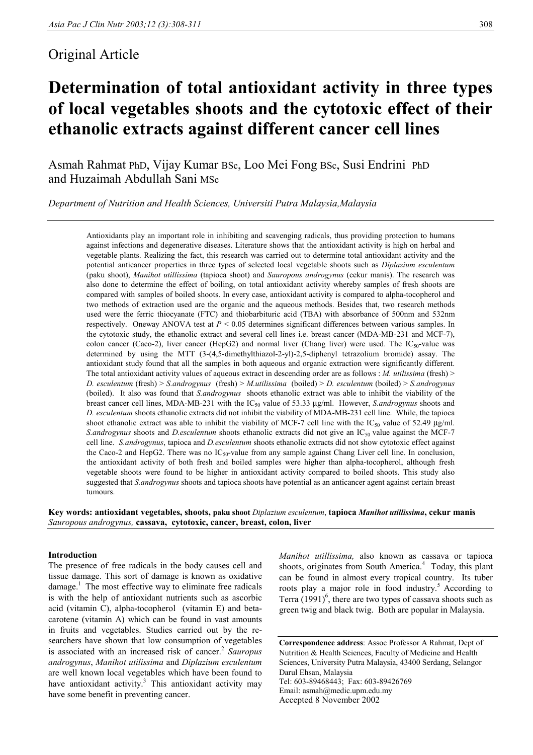## Original Article

# Determination of total antioxidant activity in three types of local vegetables shoots and the cytotoxic effect of their ethanolic extracts against different cancer cell lines

Asmah Rahmat PhD, Vijay Kumar BSc, Loo Mei Fong BSc, Susi Endrini PhD and Huzaimah Abdullah Sani MSc

*Department of Nutrition and Health Sciences, Universiti Putra Malaysia, Malaysia*

Antioxidants play an important role in inhibiting and scavenging radicals, thus providing protection to humans against infections and degenerative diseases. Literature shows that the antioxidant activity is high on herbal and vegetable plants. Realizing the fact, this research was carried out to determine total antioxidant activity and the potential anticancer properties in three types of selected local vegetable shoots such as *Diplazium esculentum* (paku shoot), *Manihot utillissima* (tapioca shoot) and *Sauropous androgynus* (cekur manis). The research was also done to determine the effect of boiling, on total antioxidant activity whereby samples of fresh shoots are compared with samples of boiled shoots. In every case, antioxidant activity is compared to alpha-tocopherol and two methods of extraction used are the organic and the aqueous methods. Besides that, two research methods used were the ferric thiocyanate (FTC) and thiobarbituric acid (TBA) with absorbance of 500nm and 532nm respectively. Oneway ANOVA test at $P < 0.05$ determines significant differences between various samples. In the cytotoxic study, the ethanolic extract and several cell lines i.e. breast cancer (MDA-MB-231 and MCF-7), colon cancer (Caco-2), liver cancer (HepG2) and normal liver (Chang liver) were used. The $IC_{50}$-value was determined by using the MTT (3-(4,5-dimethylthiazol-2-yl)-2,5-diphenyl tetrazolium bromide) assay. The antioxidant study found that all the samples in both aqueous and organic extraction were significantly different. The total antioxidant activity values of aqueous extract in descending order are as follows : *M. utilissima* (fresh) > *D. esculentum* (fresh) > *S.androgynus* (fresh) > *M.utilissima* (boiled) > *D. esculentum* (boiled) > *S.androgynus* (boiled). It also was found that *S.androgynus* shoots ethanolic extract was able to inhibit the viability of the breast cancer cell lines, MDA-MB-231 with the $IC_{50}$ value of 53.33 µg/ml. However, *S.androgynus* shoots and *D. esculentum* shoots ethanolic extracts did not inhibit the viability of MDA-MB-231 cell line. While, the tapioca shoot ethanolic extract was able to inhibit the viability of MCF-7 cell line with the $IC_{50}$ value of 52.49 µg/ml. *S.androgynus* shoots and *D.esculentum* shoots ethanolic extracts did not give an $IC_{50}$ value against the MCF-7 cell line. *S.androgynus*, tapioca and *D.esculentum* shoots ethanolic extracts did not show cytotoxic effect against the Caco-2 and HepG2. There was no $IC_{50}$-value from any sample against Chang Liver cell line. In conclusion, the antioxidant activity of both fresh and boiled samples were higher than alpha-tocopherol, although fresh vegetable shoots were found to be higher in antioxidant activity compared to boiled shoots. This study also suggested that *S.androgynus* shoots and tapioca shoots have potential as an anticancer agent against certain breast tumours.

**Key words: antioxidant vegetables, shoots, paku shoot** ***Diplazium esculentum*****, tapioca** ***Manihot utillissima*****, cekur manis** ***Sauropous androgynus*****, cassava, cytotoxic, cancer, breast, colon, liver**

### Introduction

The presence of free radicals in the body causes cell and tissue damage. This sort of damage is known as oxidative damage.[1] The most effective way to eliminate free radicals is with the help of antioxidant nutrients such as ascorbic acid (vitamin C), alpha-tocopherol (vitamin E) and beta-carotene (vitamin A) which can be found in vast amounts in fruits and vegetables. Studies carried out by the researchers have shown that low consumption of vegetables is associated with an increased risk of cancer.[2] *Sauropus androgynus*, *Manihot utilissima* and *Diplazium esculentum* are well known local vegetables which have been found to have antioxidant activity.[3] This antioxidant activity may have some benefit in preventing cancer.

*Manihot utillissima,* also known as cassava or tapioca shoots, originates from South America.[4] Today, this plant can be found in almost every tropical country. Its tuber roots play a major role in food industry.[5] According to Terra (1991)[6], there are two types of cassava shoots such as green twig and black twig. Both are popular in Malaysia.

**Correspondence address**: Assoc Professor A Rahmat, Dept of Nutrition & Health Sciences, Faculty of Medicine and Health Sciences, University Putra Malaysia, 43400 Serdang, Selangor Darul Ehsan, Malaysia
Tel: 603-89468443; Fax: 603-89426769
Email: asmah@medic.upm.edu.my
Accepted 8 November 2002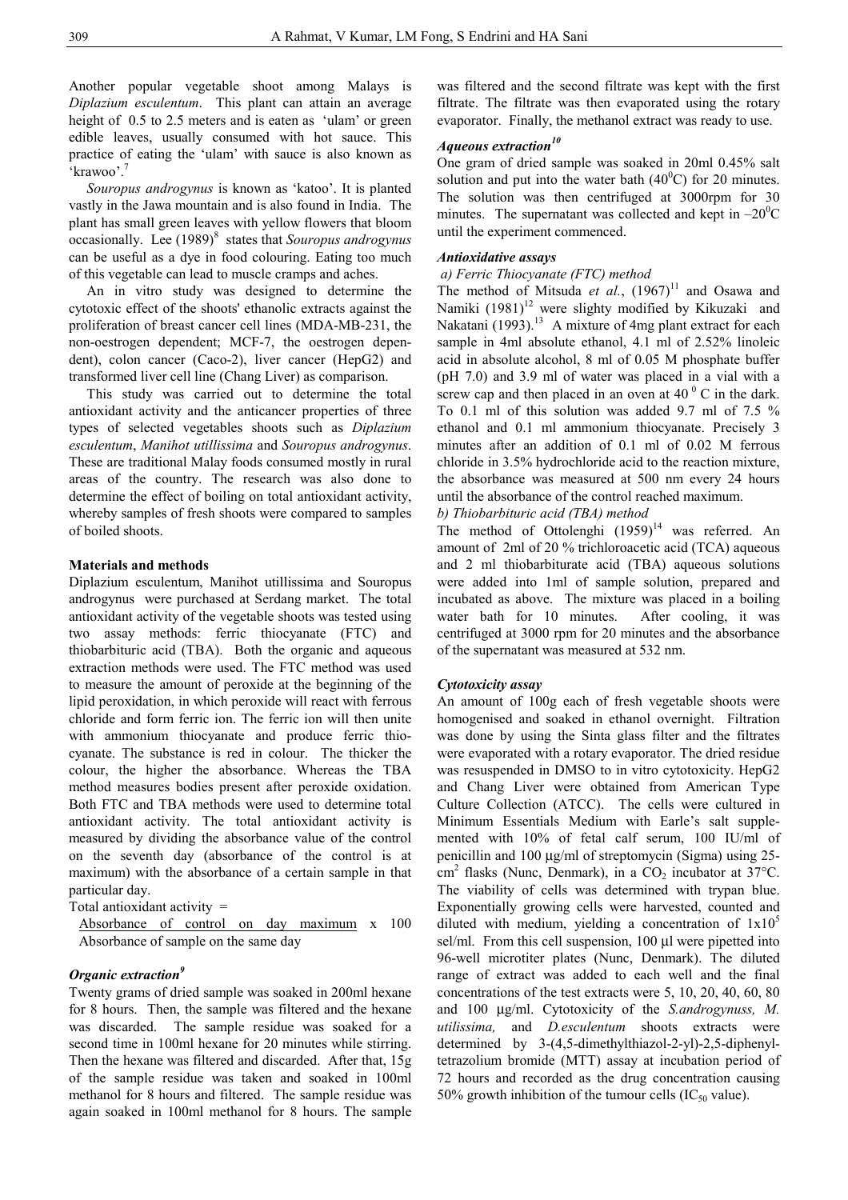Another popular vegetable shoot among Malays is *Diplazium esculentum*. This plant can attain an average height of 0.5 to 2.5 meters and is eaten as 'ulam' or green edible leaves, usually consumed with hot sauce. This practice of eating the 'ulam' with sauce is also known as 'krawoo'.[7]

*Souropus androgynus* is known as 'katoo'. It is planted vastly in the Jawa mountain and is also found in India. The plant has small green leaves with yellow flowers that bloom occasionally. Lee (1989)[8] states that *Souropus androgynus* can be useful as a dye in food colouring. Eating too much of this vegetable can lead to muscle cramps and aches.

An in vitro study was designed to determine the cytotoxic effect of the shoots' ethanolic extracts against the proliferation of breast cancer cell lines (MDA-MB-231, the non-oestrogen dependent; MCF-7, the oestrogen dependent), colon cancer (Caco-2), liver cancer (HepG2) and transformed liver cell line (Chang Liver) as comparison.

This study was carried out to determine the total antioxidant activity and the anticancer properties of three types of selected vegetables shoots such as *Diplazium esculentum*, *Manihot utillissima* and *Souropus androgynus*. These are traditional Malay foods consumed mostly in rural areas of the country. The research was also done to determine the effect of boiling on total antioxidant activity, whereby samples of fresh shoots were compared to samples of boiled shoots.

## Materials and methods

Diplazium esculentum, Manihot utillissima and Souropus androgynus were purchased at Serdang market. The total antioxidant activity of the vegetable shoots was tested using two assay methods: ferric thiocyanate (FTC) and thiobarbituric acid (TBA). Both the organic and aqueous extraction methods were used. The FTC method was used to measure the amount of peroxide at the beginning of the lipid peroxidation, in which peroxide will react with ferrous chloride and form ferric ion. The ferric ion will then unite with ammonium thiocyanate and produce ferric thiocyanate. The substance is red in colour. The thicker the colour, the higher the absorbance. Whereas the TBA method measures bodies present after peroxide oxidation. Both FTC and TBA methods were used to determine total antioxidant activity. The total antioxidant activity is measured by dividing the absorbance value of the control on the seventh day (absorbance of the control is at maximum) with the absorbance of a certain sample in that particular day.

Total antioxidant activity =

$$\frac{\text{Absorbance of control on day maximum}}{\text{Absorbance of sample on the same day}} \times 100$$

### *Organic extraction*[9]

Twenty grams of dried sample was soaked in 200ml hexane for 8 hours. Then, the sample was filtered and the hexane was discarded. The sample residue was soaked for a second time in 100ml hexane for 20 minutes while stirring. Then the hexane was filtered and discarded. After that, 15g of the sample residue was taken and soaked in 100ml methanol for 8 hours and filtered. The sample residue was again soaked in 100ml methanol for 8 hours. The sample was filtered and the second filtrate was kept with the first filtrate. The filtrate was then evaporated using the rotary evaporator. Finally, the methanol extract was ready to use.

### *Aqueous extraction*[10]

One gram of dried sample was soaked in 20ml 0.45% salt solution and put into the water bath ($40^0$C) for 20 minutes. The solution was then centrifuged at 3000rpm for 30 minutes. The supernatant was collected and kept in $-20^0$C until the experiment commenced.

### *Antioxidative assays*

*a) Ferric Thiocyanate (FTC) method*

The method of Mitsuda *et al.*, (1967)[11] and Osawa and Namiki (1981)[12] were slighty modified by Kikuzaki and Nakatani (1993).[13] A mixture of 4mg plant extract for each sample in 4ml absolute ethanol, 4.1 ml of 2.52% linoleic acid in absolute alcohol, 8 ml of 0.05 M phosphate buffer (pH 7.0) and 3.9 ml of water was placed in a vial with a screw cap and then placed in an oven at $40^0$ C in the dark. To 0.1 ml of this solution was added 9.7 ml of 7.5 % ethanol and 0.1 ml ammonium thiocyanate. Precisely 3 minutes after an addition of 0.1 ml of 0.02 M ferrous chloride in 3.5% hydrochloride acid to the reaction mixture, the absorbance was measured at 500 nm every 24 hours until the absorbance of the control reached maximum.

*b) Thiobarbituric acid (TBA) method*

The method of Ottolenghi (1959)[14] was referred. An amount of 2ml of 20 % trichloroacetic acid (TCA) aqueous and 2 ml thiobarbiturate acid (TBA) aqueous solutions were added into 1ml of sample solution, prepared and incubated as above. The mixture was placed in a boiling water bath for 10 minutes. After cooling, it was centrifuged at 3000 rpm for 20 minutes and the absorbance of the supernatant was measured at 532 nm.

### *Cytotoxicity assay*

An amount of 100g each of fresh vegetable shoots were homogenised and soaked in ethanol overnight. Filtration was done by using the Sinta glass filter and the filtrates were evaporated with a rotary evaporator. The dried residue was resuspended in DMSO to in vitro cytotoxicity. HepG2 and Chang Liver were obtained from American Type Culture Collection (ATCC). The cells were cultured in Minimum Essentials Medium with Earle's salt supplemented with 10% of fetal calf serum, 100 IU/ml of penicillin and 100 µg/ml of streptomycin (Sigma) using 25-cm$^2$ flasks (Nunc, Denmark), in a $CO_2$ incubator at 37°C. The viability of cells was determined with trypan blue. Exponentially growing cells were harvested, counted and diluted with medium, yielding a concentration of $1x10^5$ sel/ml. From this cell suspension, 100 µl were pipetted into 96-well microtiter plates (Nunc, Denmark). The diluted range of extract was added to each well and the final concentrations of the test extracts were 5, 10, 20, 40, 60, 80 and 100 µg/ml. Cytotoxicity of the *S.androgynuss, M. utilissima,* and *D.esculentum* shoots extracts were determined by 3-(4,5-dimethylthiazol-2-yl)-2,5-diphenyltetrazolium bromide (MTT) assay at incubation period of 72 hours and recorded as the drug concentration causing 50% growth inhibition of the tumour cells ($IC_{50}$ value).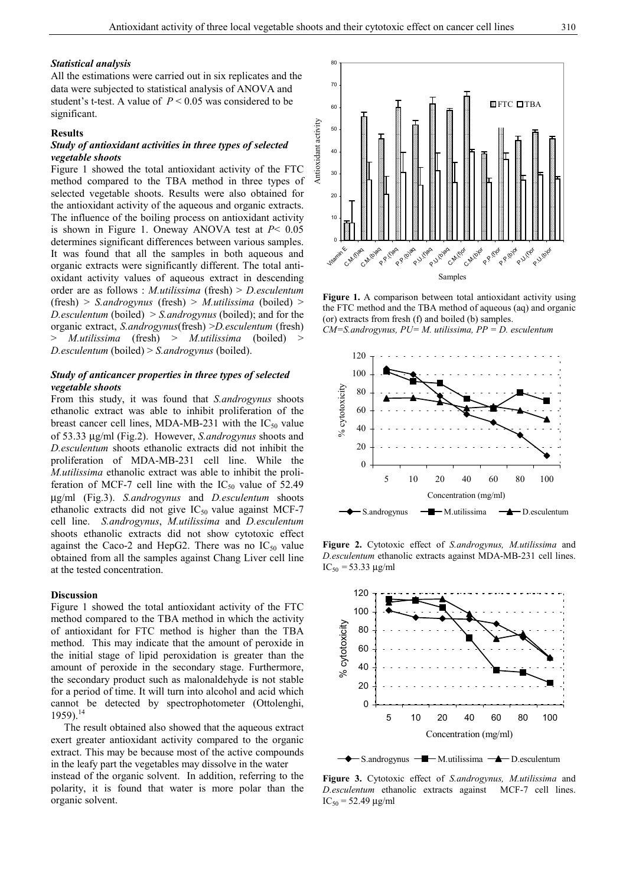### *Statistical analysis*

All the estimations were carried out in six replicates and the data were subjected to statistical analysis of ANOVA and student's t-test. A value of $P < 0.05$ was considered to be significant.

### Results

#### *Study of antioxidant activities in three types of selected vegetable shoots*

Figure 1 showed the total antioxidant activity of the FTC method compared to the TBA method in three types of selected vegetable shoots. Results were also obtained for the antioxidant activity of the aqueous and organic extracts. The influence of the boiling process on antioxidant activity is shown in Figure 1. Oneway ANOVA test at $P< 0.05$ determines significant differences between various samples. It was found that all the samples in both aqueous and organic extracts were significantly different. The total antioxidant activity values of aqueous extract in descending order are as follows : *M.utilissima* (fresh) > *D.esculentum* (fresh) > *S.androgynus* (fresh) > *M.utilissima* (boiled) > *D.esculentum* (boiled) > *S.androgynus* (boiled); and for the organic extract, *S.androgynus*(fresh) >*D.esculentum* (fresh) > *M.utilissima* (fresh) > *M.utilissima* (boiled) > *D.esculentum* (boiled) > *S.androgynus* (boiled).

#### *Study of anticancer properties in three types of selected vegetable shoots*

From this study, it was found that *S.androgynus* shoots ethanolic extract was able to inhibit proliferation of the breast cancer cell lines, MDA-MB-231 with the $IC_{50}$ value of 53.33 µg/ml (Fig.2). However, *S.androgynus* shoots and *D.esculentum* shoots ethanolic extracts did not inhibit the proliferation of MDA-MB-231 cell line. While the *M.utilissima* ethanolic extract was able to inhibit the proliferation of MCF-7 cell line with the $IC_{50}$ value of 52.49 µg/ml (Fig.3). *S.androgynus* and *D.esculentum* shoots ethanolic extracts did not give $IC_{50}$ value against MCF-7 cell line. *S.androgynus*, *M.utilissima* and *D.esculentum* shoots ethanolic extracts did not show cytotoxic effect against the Caco-2 and HepG2. There was no $IC_{50}$ value obtained from all the samples against Chang Liver cell line at the tested concentration.

### Discussion

Figure 1 showed the total antioxidant activity of the FTC method compared to the TBA method in which the activity of antioxidant for FTC method is higher than the TBA method. This may indicate that the amount of peroxide in the initial stage of lipid peroxidation is greater than the amount of peroxide in the secondary stage. Furthermore, the secondary product such as malonaldehyde is not stable for a period of time. It will turn into alcohol and acid which cannot be detected by spectrophotometer (Ottolenghi, 1959).[14]

The result obtained also showed that the aqueous extract exert greater antioxidant activity compared to the organic extract. This may be because most of the active compounds in the leafy part the vegetables may dissolve in the water instead of the organic solvent. In addition, referring to the polarity, it is found that water is more polar than the organic solvent.

**Figure 1.** A comparison between total antioxidant activity using the FTC method and the TBA method of aqueous (aq) and organic (or) extracts from fresh (f) and boiled (b) samples.
*CM=S.androgynus, PU= M. utilissima, PP = D. esculentum*

**Figure 2.** Cytotoxic effect of *S.androgynus, M.utilissima* and *D.esculentum* ethanolic extracts against MDA-MB-231 cell lines. $IC_{50}$ = 53.33 µg/ml

**Figure 3.** Cytotoxic effect of *S.androgynus, M.utilissima* and *D.esculentum* ethanolic extracts against MCF-7 cell lines. $IC_{50}$ = 52.49 µg/ml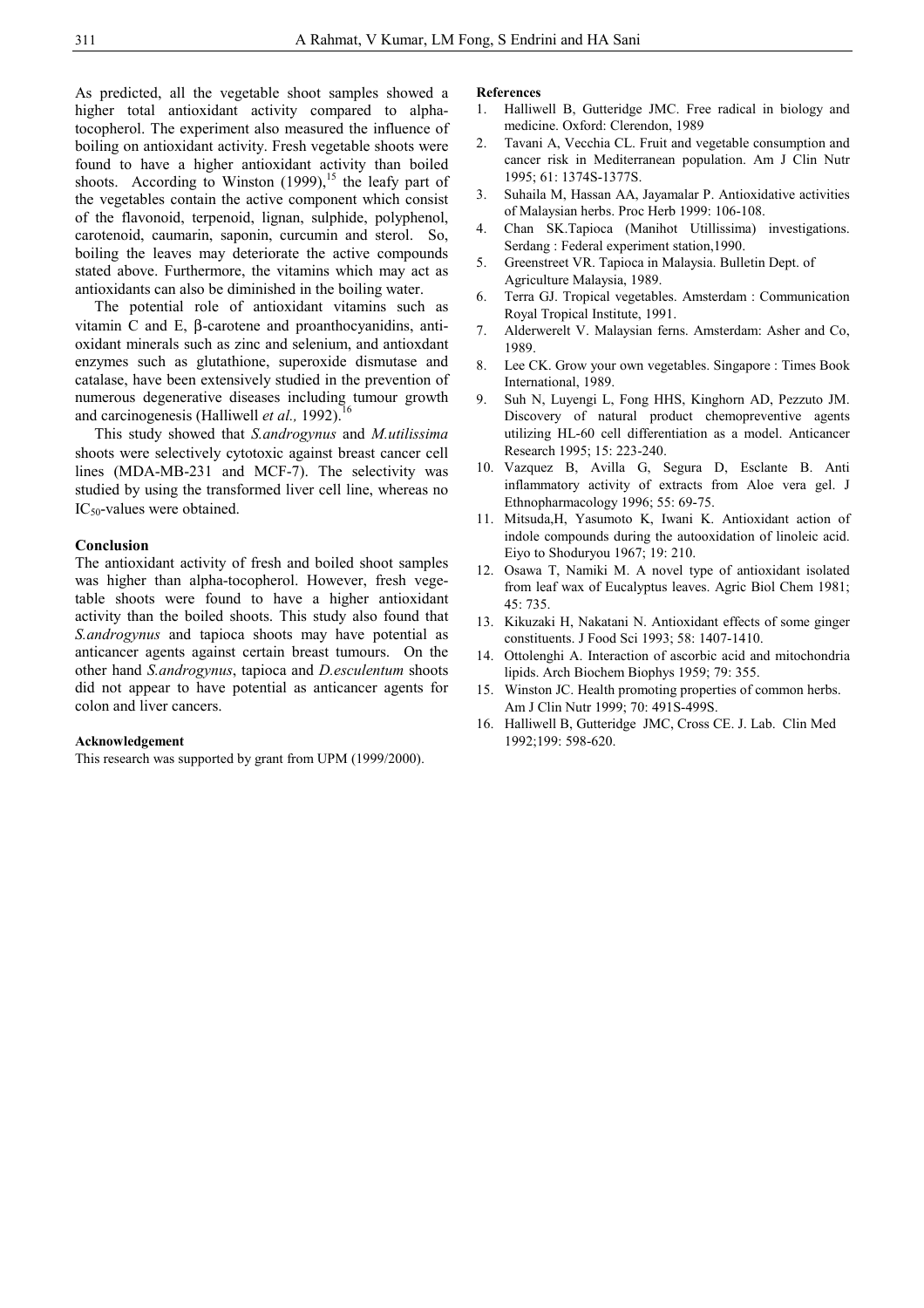As predicted, all the vegetable shoot samples showed a higher total antioxidant activity compared to alpha-tocopherol. The experiment also measured the influence of boiling on antioxidant activity. Fresh vegetable shoots were found to have a higher antioxidant activity than boiled shoots. According to Winston (1999),[15] the leafy part of the vegetables contain the active component which consist of the flavonoid, terpenoid, lignan, sulphide, polyphenol, carotenoid, caumarin, saponin, curcumin and sterol. So, boiling the leaves may deteriorate the active compounds stated above. Furthermore, the vitamins which may act as antioxidants can also be diminished in the boiling water.

The potential role of antioxidant vitamins such as vitamin C and E, β-carotene and proanthocyanidins, anti-oxidant minerals such as zinc and selenium, and antioxdant enzymes such as glutathione, superoxide dismutase and catalase, have been extensively studied in the prevention of numerous degenerative diseases including tumour growth and carcinogenesis (Halliwell *et al.,* 1992).[16]

This study showed that *S.androgynus* and *M.utilissima* shoots were selectively cytotoxic against breast cancer cell lines (MDA-MB-231 and MCF-7). The selectivity was studied by using the transformed liver cell line, whereas no $IC_{50}$-values were obtained.

## Conclusion

The antioxidant activity of fresh and boiled shoot samples was higher than alpha-tocopherol. However, fresh vegetable shoots were found to have a higher antioxidant activity than the boiled shoots. This study also found that *S.androgynus* and tapioca shoots may have potential as anticancer agents against certain breast tumours. On the other hand *S.androgynus*, tapioca and *D.esculentum* shoots did not appear to have potential as anticancer agents for colon and liver cancers.

### Acknowledgement

This research was supported by grant from UPM (1999/2000).

### References

1. Halliwell B, Gutteridge JMC. Free radical in biology and medicine. Oxford: Clerendon, 1989
2. Tavani A, Vecchia CL. Fruit and vegetable consumption and cancer risk in Mediterranean population. Am J Clin Nutr 1995; 61: 1374S-1377S.
3. Suhaila M, Hassan AA, Jayamalar P. Antioxidative activities of Malaysian herbs. Proc Herb 1999: 106-108.
4. Chan SK.Tapioca (Manihot Utillissima) investigations. Serdang : Federal experiment station,1990.
5. Greenstreet VR. Tapioca in Malaysia. Bulletin Dept. of Agriculture Malaysia, 1989.
6. Terra GJ. Tropical vegetables. Amsterdam : Communication Royal Tropical Institute, 1991.
7. Alderwerelt V. Malaysian ferns. Amsterdam: Asher and Co, 1989.
8. Lee CK. Grow your own vegetables. Singapore : Times Book International, 1989.
9. Suh N, Luyengi L, Fong HHS, Kinghorn AD, Pezzuto JM. Discovery of natural product chemopreventive agents utilizing HL-60 cell differentiation as a model. Anticancer Research 1995; 15: 223-240.
10. Vazquez B, Avilla G, Segura D, Esclante B. Anti inflammatory activity of extracts from Aloe vera gel. J Ethnopharmacology 1996; 55: 69-75.
11. Mitsuda,H, Yasumoto K, Iwani K. Antioxidant action of indole compounds during the autooxidation of linoleic acid. Eiyo to Shoduryou 1967; 19: 210.
12. Osawa T, Namiki M. A novel type of antioxidant isolated from leaf wax of Eucalyptus leaves. Agric Biol Chem 1981; 45: 735.
13. Kikuzaki H, Nakatani N. Antioxidant effects of some ginger constituents. J Food Sci 1993; 58: 1407-1410.
14. Ottolenghi A. Interaction of ascorbic acid and mitochondria lipids. Arch Biochem Biophys 1959; 79: 355.
15. Winston JC. Health promoting properties of common herbs. Am J Clin Nutr 1999; 70: 491S-499S.
16. Halliwell B, Gutteridge JMC, Cross CE. J. Lab. Clin Med 1992;199: 598-620.